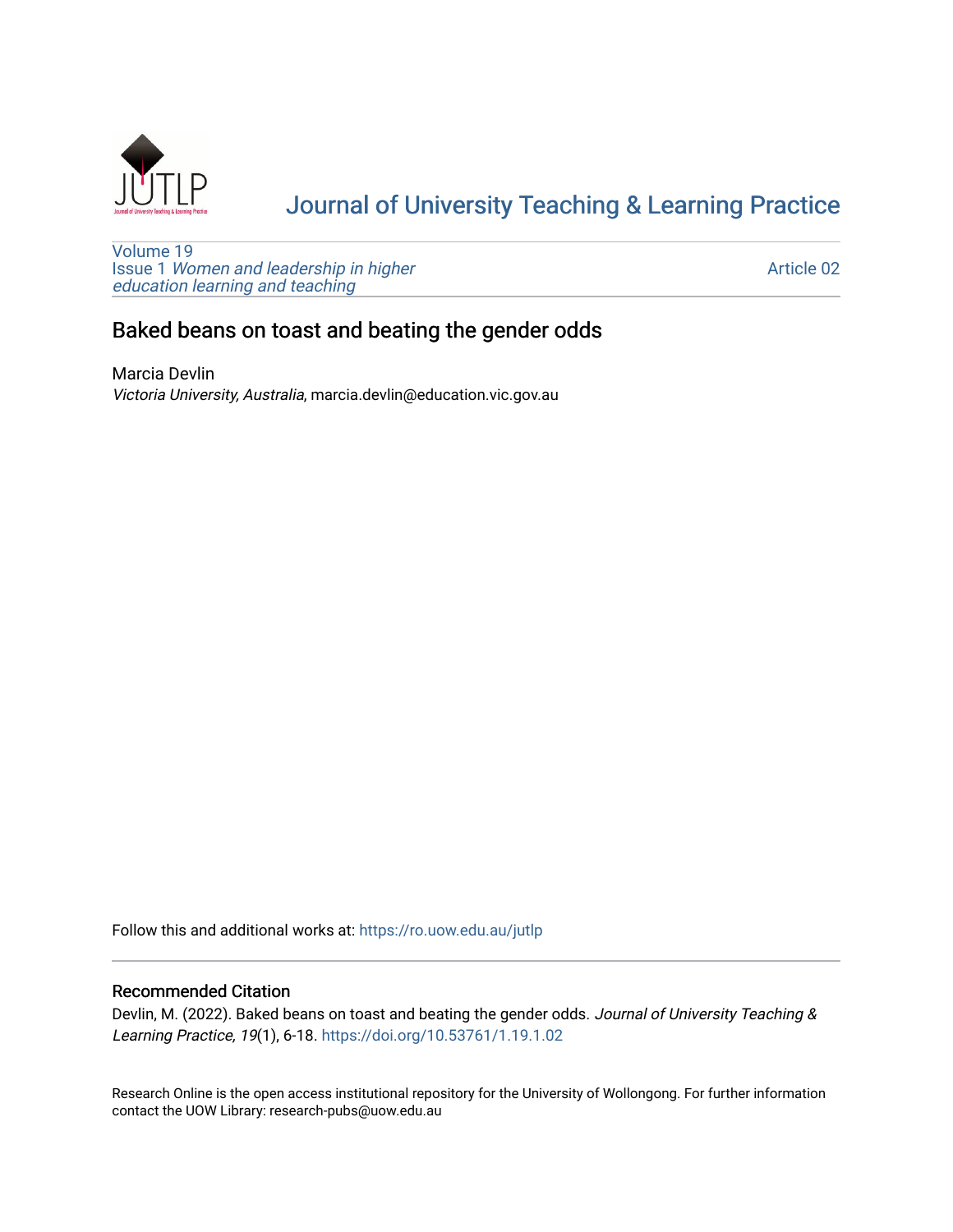# Journal of University Teaching & Learning Practice

Volume 19
Issue 1 *Women and leadership in higher education learning and teaching*

Article 02

## Baked beans on toast and beating the gender odds

Marcia Devlin
*Victoria University, Australia*, marcia.devlin@education.vic.gov.au

Follow this and additional works at: https://ro.uow.edu.au/jutlp

### Recommended Citation

Devlin, M. (2022). Baked beans on toast and beating the gender odds. *Journal of University Teaching & Learning Practice, 19*(1), 6-18. https://doi.org/10.53761/1.19.1.02

Research Online is the open access institutional repository for the University of Wollongong. For further information contact the UOW Library: research-pubs@uow.edu.au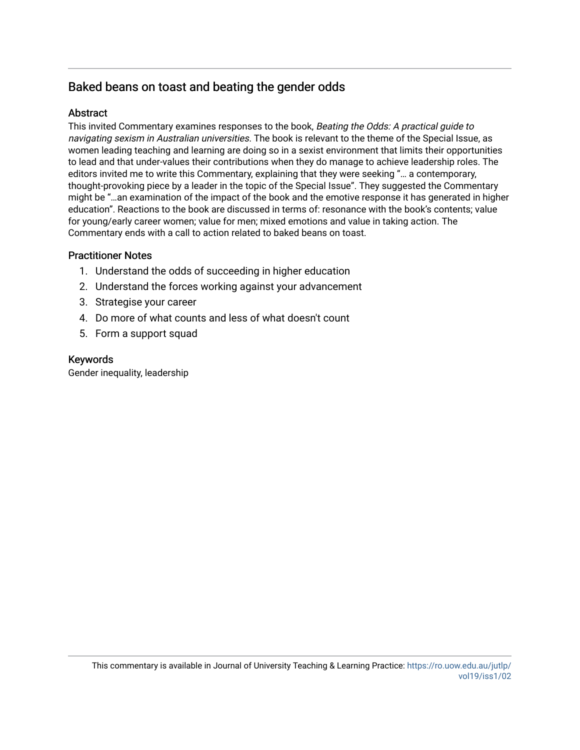## Baked beans on toast and beating the gender odds

### Abstract

This invited Commentary examines responses to the book, *Beating the Odds: A practical guide to navigating sexism in Australian universities*. The book is relevant to the theme of the Special Issue, as women leading teaching and learning are doing so in a sexist environment that limits their opportunities to lead and that under-values their contributions when they do manage to achieve leadership roles. The editors invited me to write this Commentary, explaining that they were seeking "… a contemporary, thought-provoking piece by a leader in the topic of the Special Issue". They suggested the Commentary might be "…an examination of the impact of the book and the emotive response it has generated in higher education". Reactions to the book are discussed in terms of: resonance with the book's contents; value for young/early career women; value for men; mixed emotions and value in taking action. The Commentary ends with a call to action related to baked beans on toast.

### Practitioner Notes

1. Understand the odds of succeeding in higher education
2. Understand the forces working against your advancement
3. Strategise your career
4. Do more of what counts and less of what doesn't count
5. Form a support squad

### Keywords

Gender inequality, leadership

This commentary is available in Journal of University Teaching & Learning Practice: https://ro.uow.edu.au/jutlp/vol19/iss1/02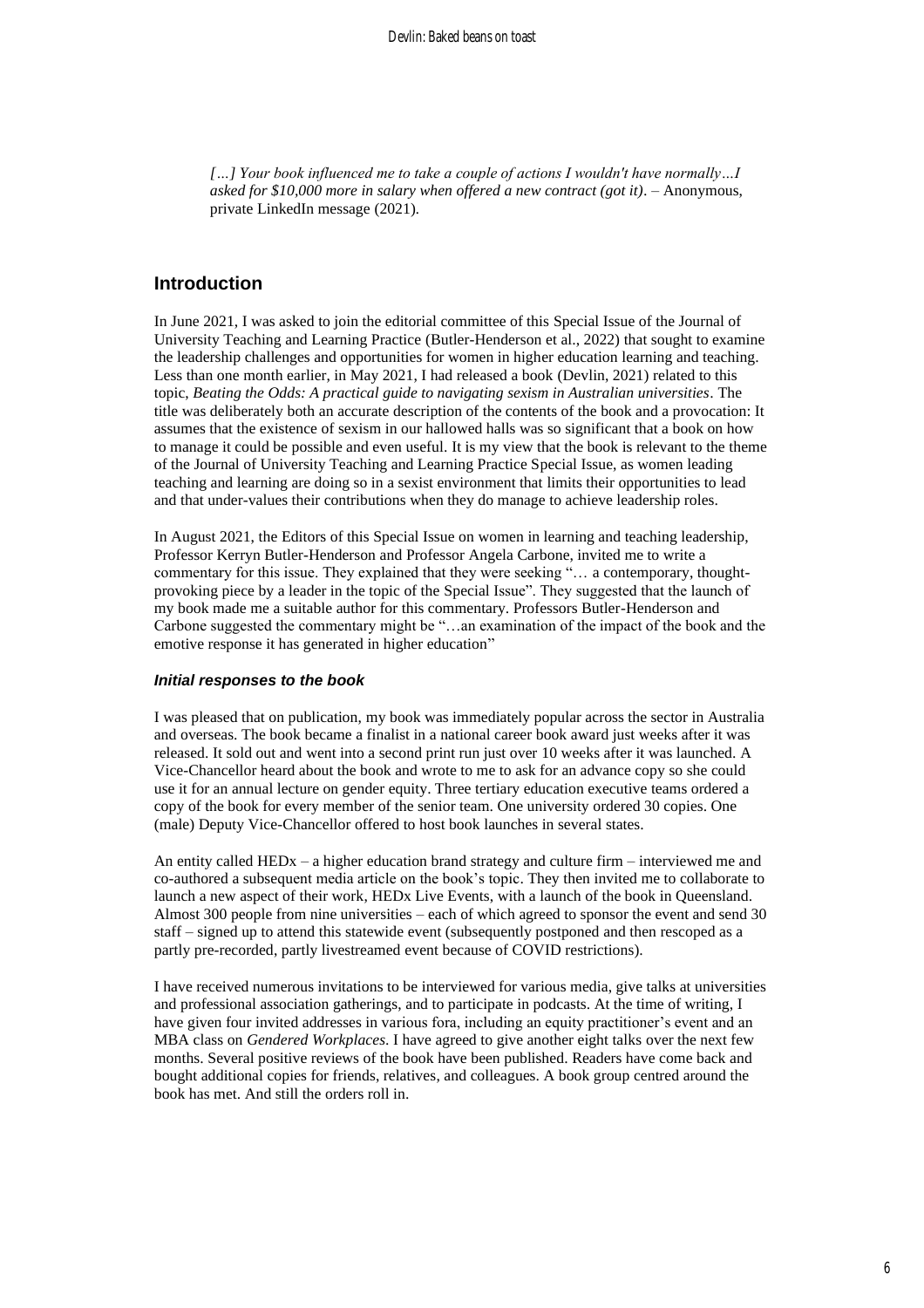*[…] Your book influenced me to take a couple of actions I wouldn't have normally…I asked for $10,000 more in salary when offered a new contract (got it).* – Anonymous, private LinkedIn message (2021).

## Introduction

In June 2021, I was asked to join the editorial committee of this Special Issue of the Journal of University Teaching and Learning Practice (Butler-Henderson et al., 2022) that sought to examine the leadership challenges and opportunities for women in higher education learning and teaching. Less than one month earlier, in May 2021, I had released a book (Devlin, 2021) related to this topic, *Beating the Odds: A practical guide to navigating sexism in Australian universities*. The title was deliberately both an accurate description of the contents of the book and a provocation: It assumes that the existence of sexism in our hallowed halls was so significant that a book on how to manage it could be possible and even useful. It is my view that the book is relevant to the theme of the Journal of University Teaching and Learning Practice Special Issue, as women leading teaching and learning are doing so in a sexist environment that limits their opportunities to lead and that under-values their contributions when they do manage to achieve leadership roles.

In August 2021, the Editors of this Special Issue on women in learning and teaching leadership, Professor Kerryn Butler-Henderson and Professor Angela Carbone, invited me to write a commentary for this issue. They explained that they were seeking "… a contemporary, thought-provoking piece by a leader in the topic of the Special Issue". They suggested that the launch of my book made me a suitable author for this commentary. Professors Butler-Henderson and Carbone suggested the commentary might be "…an examination of the impact of the book and the emotive response it has generated in higher education"

### *Initial responses to the book*

I was pleased that on publication, my book was immediately popular across the sector in Australia and overseas. The book became a finalist in a national career book award just weeks after it was released. It sold out and went into a second print run just over 10 weeks after it was launched. A Vice-Chancellor heard about the book and wrote to me to ask for an advance copy so she could use it for an annual lecture on gender equity. Three tertiary education executive teams ordered a copy of the book for every member of the senior team. One university ordered 30 copies. One (male) Deputy Vice-Chancellor offered to host book launches in several states.

An entity called HEDx – a higher education brand strategy and culture firm – interviewed me and co-authored a subsequent media article on the book's topic. They then invited me to collaborate to launch a new aspect of their work, HEDx Live Events, with a launch of the book in Queensland. Almost 300 people from nine universities – each of which agreed to sponsor the event and send 30 staff – signed up to attend this statewide event (subsequently postponed and then rescoped as a partly pre-recorded, partly livestreamed event because of COVID restrictions).

I have received numerous invitations to be interviewed for various media, give talks at universities and professional association gatherings, and to participate in podcasts. At the time of writing, I have given four invited addresses in various fora, including an equity practitioner's event and an MBA class on *Gendered Workplaces*. I have agreed to give another eight talks over the next few months. Several positive reviews of the book have been published. Readers have come back and bought additional copies for friends, relatives, and colleagues. A book group centred around the book has met. And still the orders roll in.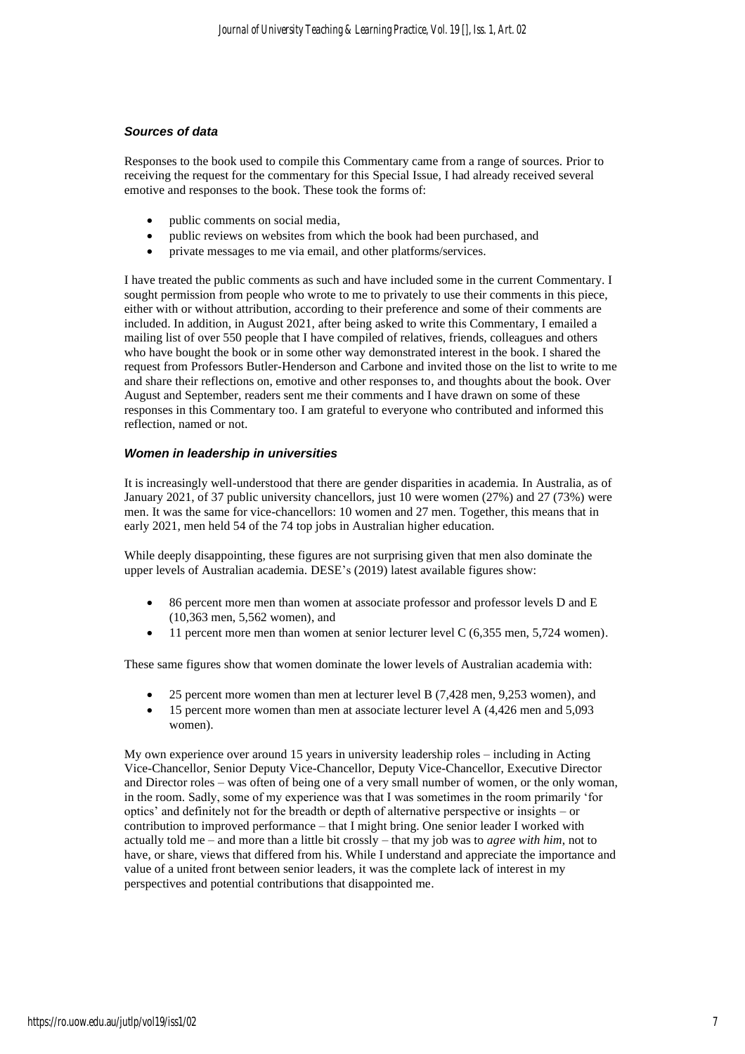### *Sources of data*

Responses to the book used to compile this Commentary came from a range of sources. Prior to receiving the request for the commentary for this Special Issue, I had already received several emotive and responses to the book. These took the forms of:

- public comments on social media,
- public reviews on websites from which the book had been purchased, and
- private messages to me via email, and other platforms/services.

I have treated the public comments as such and have included some in the current Commentary. I sought permission from people who wrote to me to privately to use their comments in this piece, either with or without attribution, according to their preference and some of their comments are included. In addition, in August 2021, after being asked to write this Commentary, I emailed a mailing list of over 550 people that I have compiled of relatives, friends, colleagues and others who have bought the book or in some other way demonstrated interest in the book. I shared the request from Professors Butler-Henderson and Carbone and invited those on the list to write to me and share their reflections on, emotive and other responses to, and thoughts about the book. Over August and September, readers sent me their comments and I have drawn on some of these responses in this Commentary too. I am grateful to everyone who contributed and informed this reflection, named or not.

### *Women in leadership in universities*

It is increasingly well-understood that there are gender disparities in academia. In Australia, as of January 2021, of 37 public university chancellors, just 10 were women (27%) and 27 (73%) were men. It was the same for vice-chancellors: 10 women and 27 men. Together, this means that in early 2021, men held 54 of the 74 top jobs in Australian higher education.

While deeply disappointing, these figures are not surprising given that men also dominate the upper levels of Australian academia. DESE's (2019) latest available figures show:

- 86 percent more men than women at associate professor and professor levels D and E (10,363 men, 5,562 women), and
- 11 percent more men than women at senior lecturer level C (6,355 men, 5,724 women).

These same figures show that women dominate the lower levels of Australian academia with:

- 25 percent more women than men at lecturer level B (7,428 men, 9,253 women), and
- 15 percent more women than men at associate lecturer level A (4,426 men and 5,093 women).

My own experience over around 15 years in university leadership roles – including in Acting Vice-Chancellor, Senior Deputy Vice-Chancellor, Deputy Vice-Chancellor, Executive Director and Director roles – was often of being one of a very small number of women, or the only woman, in the room. Sadly, some of my experience was that I was sometimes in the room primarily 'for optics' and definitely not for the breadth or depth of alternative perspective or insights – or contribution to improved performance – that I might bring. One senior leader I worked with actually told me – and more than a little bit crossly – that my job was to *agree with him*, not to have, or share, views that differed from his. While I understand and appreciate the importance and value of a united front between senior leaders, it was the complete lack of interest in my perspectives and potential contributions that disappointed me.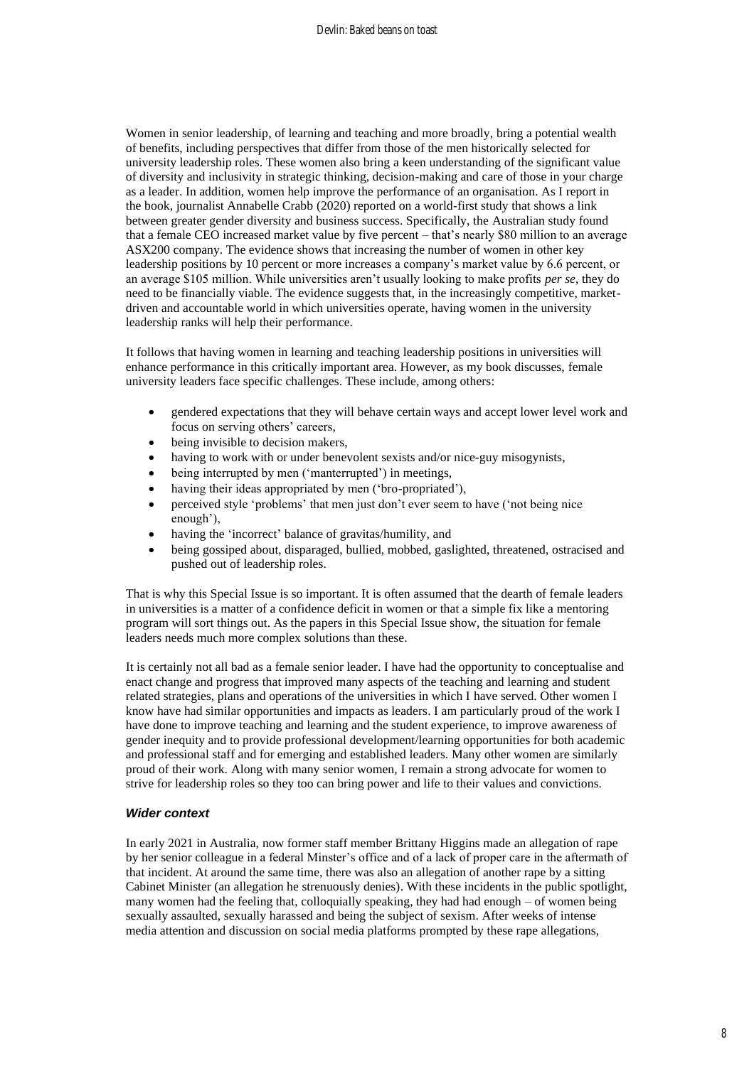Women in senior leadership, of learning and teaching and more broadly, bring a potential wealth of benefits, including perspectives that differ from those of the men historically selected for university leadership roles. These women also bring a keen understanding of the significant value of diversity and inclusivity in strategic thinking, decision-making and care of those in your charge as a leader. In addition, women help improve the performance of an organisation. As I report in the book, journalist Annabelle Crabb (2020) reported on a world-first study that shows a link between greater gender diversity and business success. Specifically, the Australian study found that a female CEO increased market value by five percent – that's nearly $80 million to an average ASX200 company. The evidence shows that increasing the number of women in other key leadership positions by 10 percent or more increases a company's market value by 6.6 percent, or an average $105 million. While universities aren't usually looking to make profits *per se*, they do need to be financially viable. The evidence suggests that, in the increasingly competitive, market-driven and accountable world in which universities operate, having women in the university leadership ranks will help their performance.

It follows that having women in learning and teaching leadership positions in universities will enhance performance in this critically important area. However, as my book discusses, female university leaders face specific challenges. These include, among others:

- gendered expectations that they will behave certain ways and accept lower level work and focus on serving others' careers,
- being invisible to decision makers,
- having to work with or under benevolent sexists and/or nice-guy misogynists,
- being interrupted by men ('manterrupted') in meetings,
- having their ideas appropriated by men ('bro-propriated'),
- perceived style 'problems' that men just don't ever seem to have ('not being nice enough'),
- having the 'incorrect' balance of gravitas/humility, and
- being gossiped about, disparaged, bullied, mobbed, gaslighted, threatened, ostracised and pushed out of leadership roles.

That is why this Special Issue is so important. It is often assumed that the dearth of female leaders in universities is a matter of a confidence deficit in women or that a simple fix like a mentoring program will sort things out. As the papers in this Special Issue show, the situation for female leaders needs much more complex solutions than these.

It is certainly not all bad as a female senior leader. I have had the opportunity to conceptualise and enact change and progress that improved many aspects of the teaching and learning and student related strategies, plans and operations of the universities in which I have served. Other women I know have had similar opportunities and impacts as leaders. I am particularly proud of the work I have done to improve teaching and learning and the student experience, to improve awareness of gender inequity and to provide professional development/learning opportunities for both academic and professional staff and for emerging and established leaders. Many other women are similarly proud of their work. Along with many senior women, I remain a strong advocate for women to strive for leadership roles so they too can bring power and life to their values and convictions.

### *Wider context*

In early 2021 in Australia, now former staff member Brittany Higgins made an allegation of rape by her senior colleague in a federal Minster's office and of a lack of proper care in the aftermath of that incident. At around the same time, there was also an allegation of another rape by a sitting Cabinet Minister (an allegation he strenuously denies). With these incidents in the public spotlight, many women had the feeling that, colloquially speaking, they had had enough – of women being sexually assaulted, sexually harassed and being the subject of sexism. After weeks of intense media attention and discussion on social media platforms prompted by these rape allegations,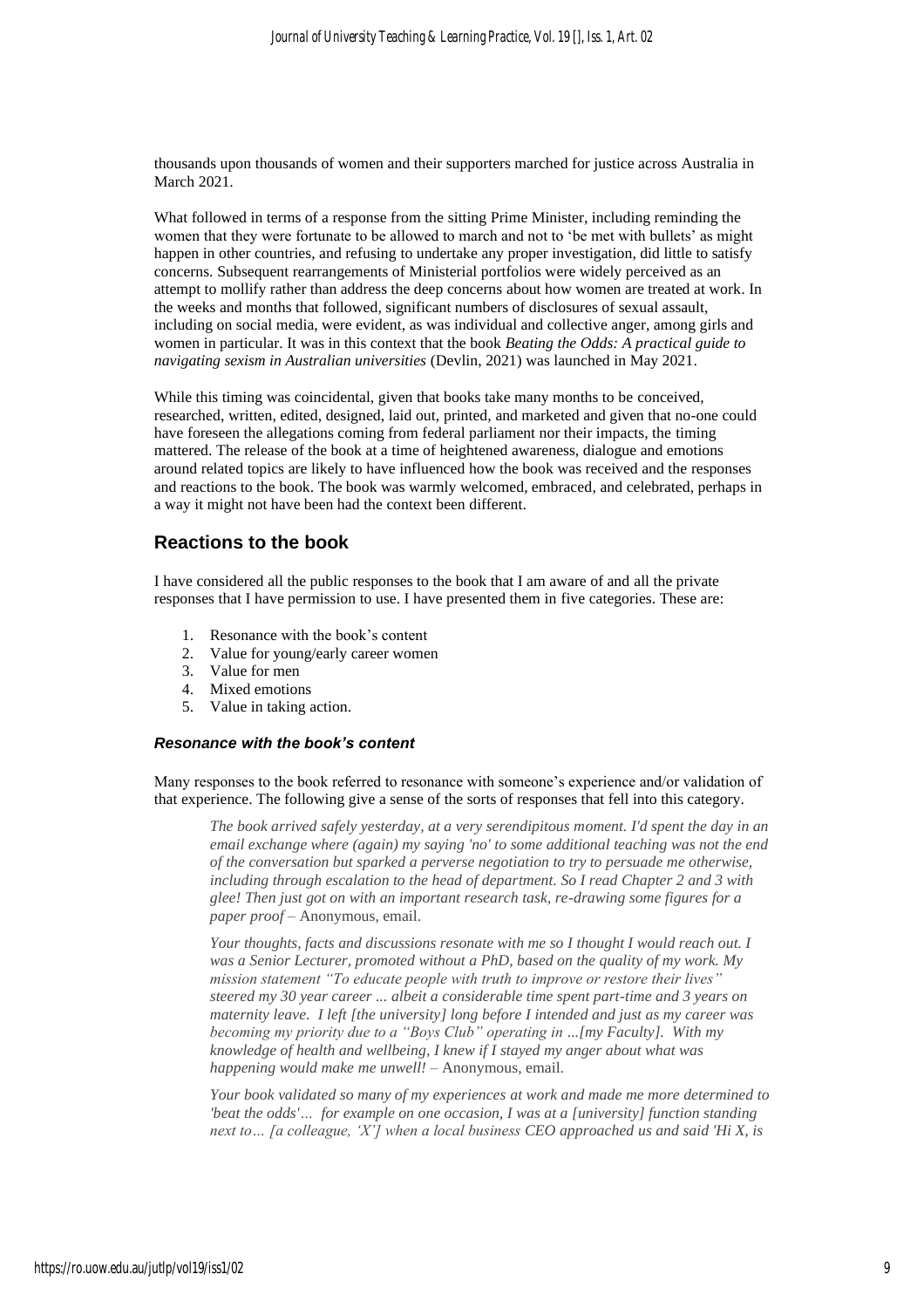thousands upon thousands of women and their supporters marched for justice across Australia in March 2021.

What followed in terms of a response from the sitting Prime Minister, including reminding the women that they were fortunate to be allowed to march and not to 'be met with bullets' as might happen in other countries, and refusing to undertake any proper investigation, did little to satisfy concerns. Subsequent rearrangements of Ministerial portfolios were widely perceived as an attempt to mollify rather than address the deep concerns about how women are treated at work. In the weeks and months that followed, significant numbers of disclosures of sexual assault, including on social media, were evident, as was individual and collective anger, among girls and women in particular. It was in this context that the book *Beating the Odds: A practical guide to navigating sexism in Australian universities* (Devlin, 2021) was launched in May 2021.

While this timing was coincidental, given that books take many months to be conceived, researched, written, edited, designed, laid out, printed, and marketed and given that no-one could have foreseen the allegations coming from federal parliament nor their impacts, the timing mattered. The release of the book at a time of heightened awareness, dialogue and emotions around related topics are likely to have influenced how the book was received and the responses and reactions to the book. The book was warmly welcomed, embraced, and celebrated, perhaps in a way it might not have been had the context been different.

## Reactions to the book

I have considered all the public responses to the book that I am aware of and all the private responses that I have permission to use. I have presented them in five categories. These are:

1. Resonance with the book's content
2. Value for young/early career women
3. Value for men
4. Mixed emotions
5. Value in taking action.

### *Resonance with the book's content*

Many responses to the book referred to resonance with someone's experience and/or validation of that experience. The following give a sense of the sorts of responses that fell into this category.

> *The book arrived safely yesterday, at a very serendipitous moment. I'd spent the day in an email exchange where (again) my saying 'no' to some additional teaching was not the end of the conversation but sparked a perverse negotiation to try to persuade me otherwise, including through escalation to the head of department. So I read Chapter 2 and 3 with glee! Then just got on with an important research task, re-drawing some figures for a paper proof* – Anonymous, email.

> *Your thoughts, facts and discussions resonate with me so I thought I would reach out. I was a Senior Lecturer, promoted without a PhD, based on the quality of my work. My mission statement "To educate people with truth to improve or restore their lives" steered my 30 year career ... albeit a considerable time spent part-time and 3 years on maternity leave. I left [the university] long before I intended and just as my career was becoming my priority due to a "Boys Club" operating in ...[my Faculty]. With my knowledge of health and wellbeing, I knew if I stayed my anger about what was happening would make me unwell!* – Anonymous, email.

> *Your book validated so many of my experiences at work and made me more determined to 'beat the odds'… for example on one occasion, I was at a [university] function standing next to… [a colleague, 'X'] when a local business CEO approached us and said 'Hi X, is*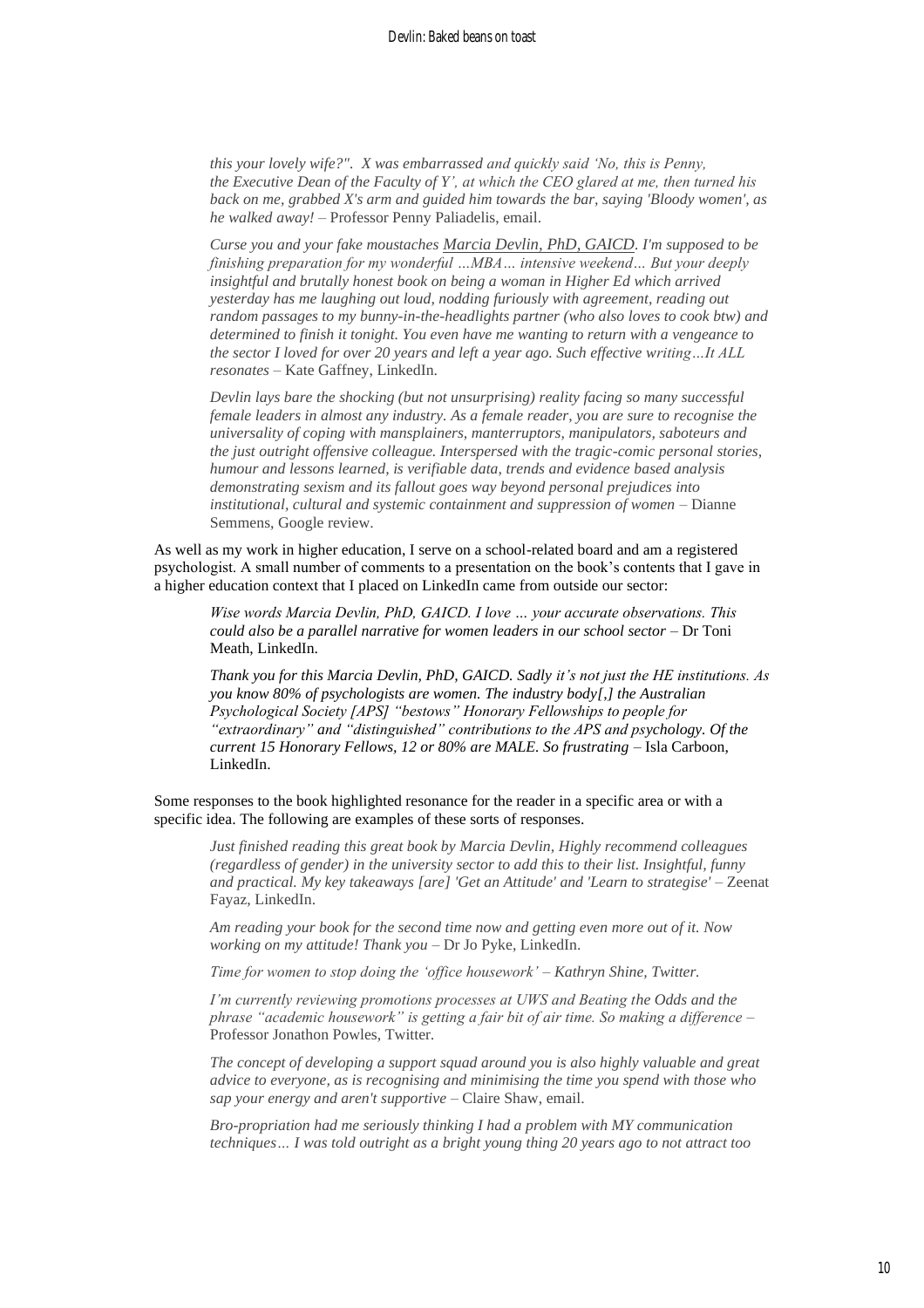*this your lovely wife?". X was embarrassed and quickly said 'No, this is Penny, the Executive Dean of the Faculty of Y', at which the CEO glared at me, then turned his back on me, grabbed X's arm and guided him towards the bar, saying 'Bloody women', as he walked away!* – Professor Penny Paliadelis, email.

*Curse you and your fake moustaches Marcia Devlin, PhD, GAICD. I'm supposed to be finishing preparation for my wonderful …MBA… intensive weekend… But your deeply insightful and brutally honest book on being a woman in Higher Ed which arrived yesterday has me laughing out loud, nodding furiously with agreement, reading out random passages to my bunny-in-the-headlights partner (who also loves to cook btw) and determined to finish it tonight. You even have me wanting to return with a vengeance to the sector I loved for over 20 years and left a year ago. Such effective writing…It ALL resonates* – Kate Gaffney, LinkedIn.

*Devlin lays bare the shocking (but not unsurprising) reality facing so many successful female leaders in almost any industry. As a female reader, you are sure to recognise the universality of coping with mansplainers, manterruptors, manipulators, saboteurs and the just outright offensive colleague. Interspersed with the tragic-comic personal stories, humour and lessons learned, is verifiable data, trends and evidence based analysis demonstrating sexism and its fallout goes way beyond personal prejudices into institutional, cultural and systemic containment and suppression of women* – Dianne Semmens, Google review.

As well as my work in higher education, I serve on a school-related board and am a registered psychologist. A small number of comments to a presentation on the book's contents that I gave in a higher education context that I placed on LinkedIn came from outside our sector:

*Wise words Marcia Devlin, PhD, GAICD. I love … your accurate observations. This could also be a parallel narrative for women leaders in our school sector* – Dr Toni Meath, LinkedIn.

*Thank you for this Marcia Devlin, PhD, GAICD. Sadly it's not just the HE institutions. As you know 80% of psychologists are women. The industry body[,] the Australian Psychological Society [APS] "bestows" Honorary Fellowships to people for "extraordinary" and "distinguished" contributions to the APS and psychology. Of the current 15 Honorary Fellows, 12 or 80% are MALE. So frustrating* – Isla Carboon, LinkedIn.

Some responses to the book highlighted resonance for the reader in a specific area or with a specific idea. The following are examples of these sorts of responses.

*Just finished reading this great book by Marcia Devlin, Highly recommend colleagues (regardless of gender) in the university sector to add this to their list. Insightful, funny and practical. My key takeaways [are] 'Get an Attitude' and 'Learn to strategise'* – Zeenat Fayaz, LinkedIn.

*Am reading your book for the second time now and getting even more out of it. Now working on my attitude! Thank you* – Dr Jo Pyke, LinkedIn.

*Time for women to stop doing the 'office housework' – Kathryn Shine, Twitter.*

*I'm currently reviewing promotions processes at UWS and Beating the Odds and the phrase "academic housework" is getting a fair bit of air time. So making a difference* – Professor Jonathon Powles, Twitter.

*The concept of developing a support squad around you is also highly valuable and great advice to everyone, as is recognising and minimising the time you spend with those who sap your energy and aren't supportive* – Claire Shaw, email.

*Bro-propriation had me seriously thinking I had a problem with MY communication techniques… I was told outright as a bright young thing 20 years ago to not attract too*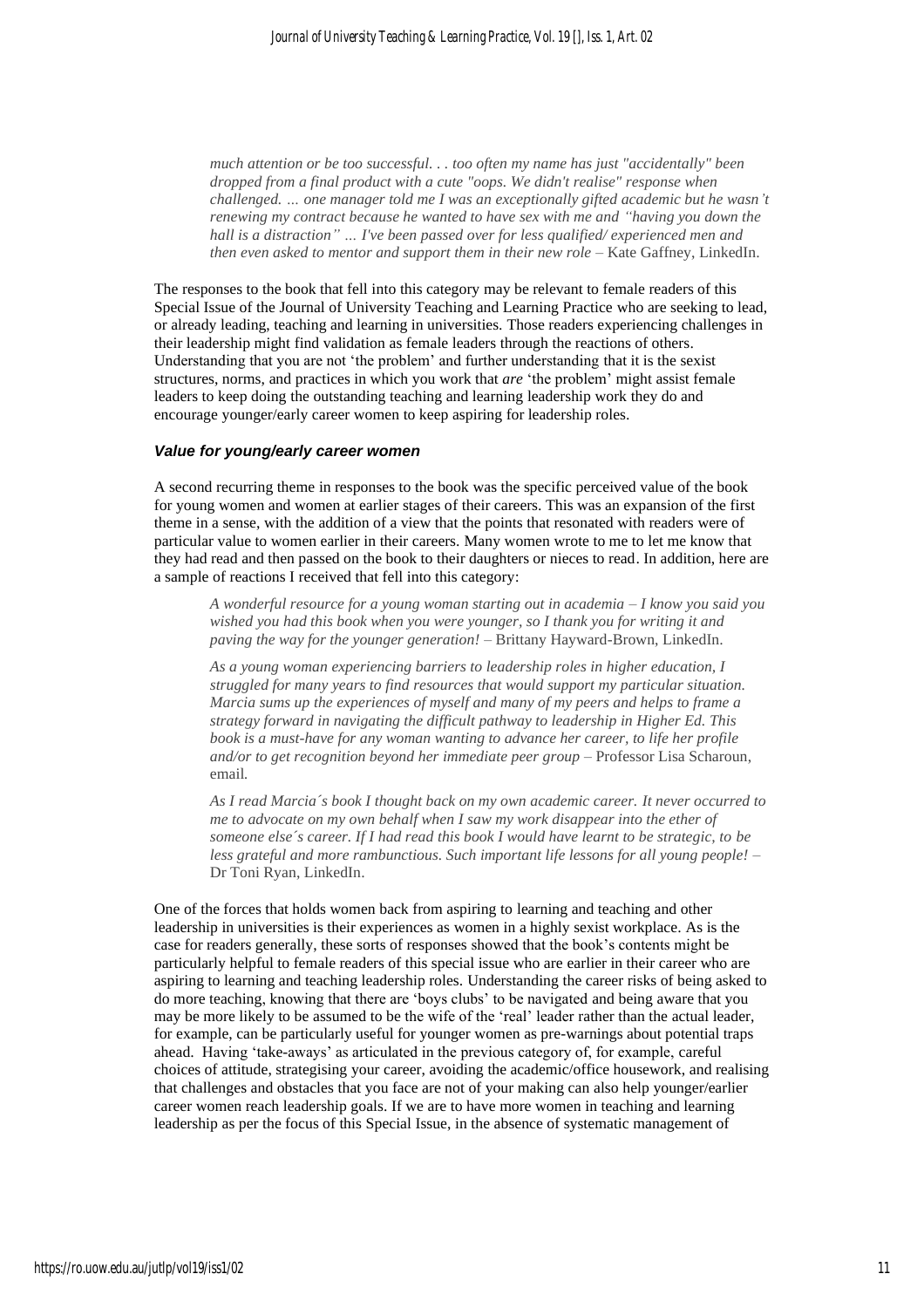*much attention or be too successful. . . too often my name has just "accidentally" been dropped from a final product with a cute "oops. We didn't realise" response when challenged. … one manager told me I was an exceptionally gifted academic but he wasn't renewing my contract because he wanted to have sex with me and "having you down the hall is a distraction" … I've been passed over for less qualified/ experienced men and then even asked to mentor and support them in their new role* – Kate Gaffney, LinkedIn.

The responses to the book that fell into this category may be relevant to female readers of this Special Issue of the Journal of University Teaching and Learning Practice who are seeking to lead, or already leading, teaching and learning in universities. Those readers experiencing challenges in their leadership might find validation as female leaders through the reactions of others. Understanding that you are not 'the problem' and further understanding that it is the sexist structures, norms, and practices in which you work that *are* 'the problem' might assist female leaders to keep doing the outstanding teaching and learning leadership work they do and encourage younger/early career women to keep aspiring for leadership roles.

### *Value for young/early career women*

A second recurring theme in responses to the book was the specific perceived value of the book for young women and women at earlier stages of their careers. This was an expansion of the first theme in a sense, with the addition of a view that the points that resonated with readers were of particular value to women earlier in their careers. Many women wrote to me to let me know that they had read and then passed on the book to their daughters or nieces to read. In addition, here are a sample of reactions I received that fell into this category:

> *A wonderful resource for a young woman starting out in academia – I know you said you wished you had this book when you were younger, so I thank you for writing it and paving the way for the younger generation!* – Brittany Hayward-Brown, LinkedIn.

> *As a young woman experiencing barriers to leadership roles in higher education, I struggled for many years to find resources that would support my particular situation. Marcia sums up the experiences of myself and many of my peers and helps to frame a strategy forward in navigating the difficult pathway to leadership in Higher Ed. This book is a must-have for any woman wanting to advance her career, to life her profile and/or to get recognition beyond her immediate peer group* – Professor Lisa Scharoun, email.

> *As I read Marcia´s book I thought back on my own academic career. It never occurred to me to advocate on my own behalf when I saw my work disappear into the ether of someone else´s career. If I had read this book I would have learnt to be strategic, to be less grateful and more rambunctious. Such important life lessons for all young people!* – Dr Toni Ryan, LinkedIn.

One of the forces that holds women back from aspiring to learning and teaching and other leadership in universities is their experiences as women in a highly sexist workplace. As is the case for readers generally, these sorts of responses showed that the book's contents might be particularly helpful to female readers of this special issue who are earlier in their career who are aspiring to learning and teaching leadership roles. Understanding the career risks of being asked to do more teaching, knowing that there are 'boys clubs' to be navigated and being aware that you may be more likely to be assumed to be the wife of the 'real' leader rather than the actual leader, for example, can be particularly useful for younger women as pre-warnings about potential traps ahead. Having 'take-aways' as articulated in the previous category of, for example, careful choices of attitude, strategising your career, avoiding the academic/office housework, and realising that challenges and obstacles that you face are not of your making can also help younger/earlier career women reach leadership goals. If we are to have more women in teaching and learning leadership as per the focus of this Special Issue, in the absence of systematic management of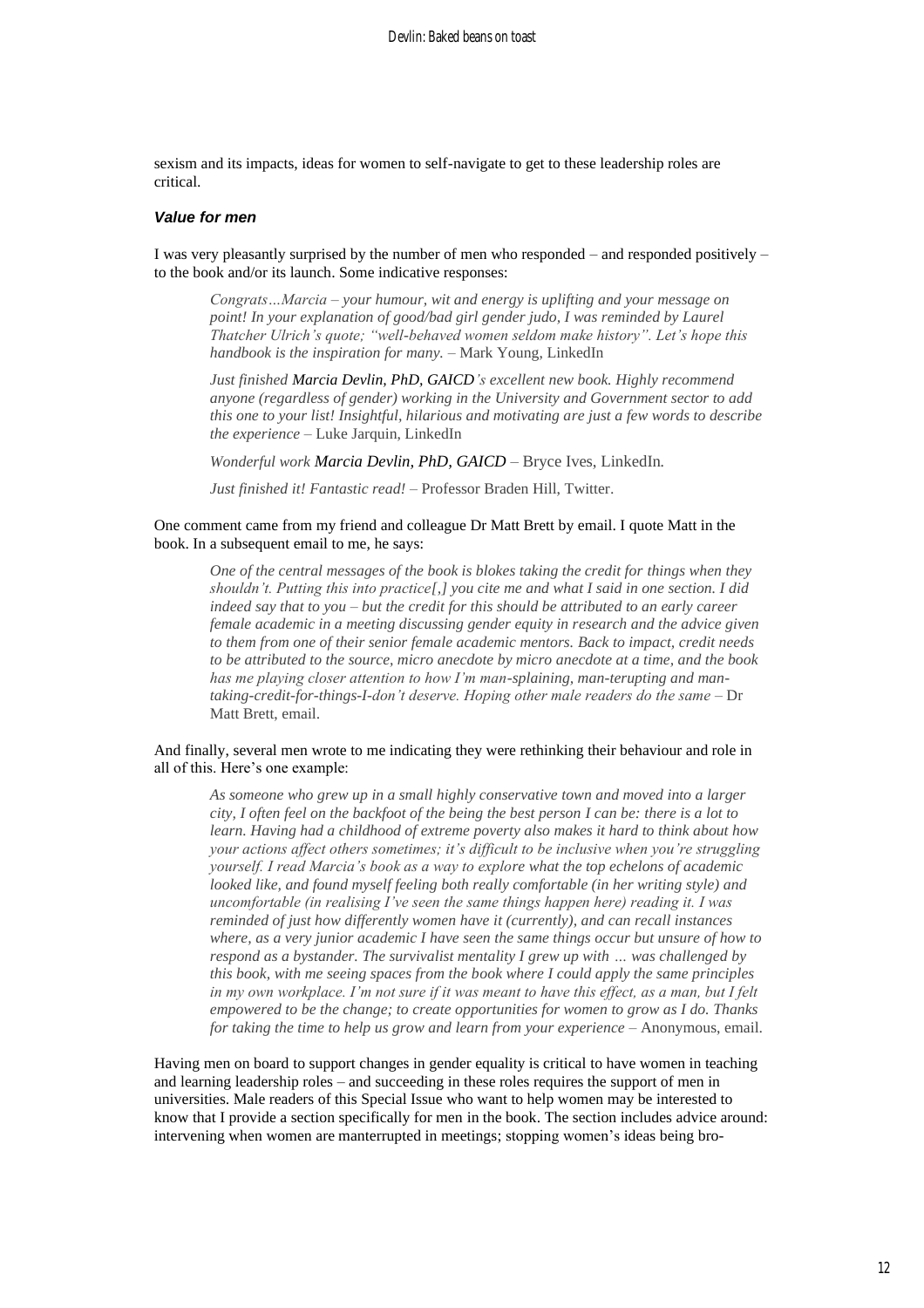sexism and its impacts, ideas for women to self-navigate to get to these leadership roles are critical.

### *Value for men*

I was very pleasantly surprised by the number of men who responded – and responded positively – to the book and/or its launch. Some indicative responses:

> *Congrats…Marcia – your humour, wit and energy is uplifting and your message on point! In your explanation of good/bad girl gender judo, I was reminded by Laurel Thatcher Ulrich's quote; "well-behaved women seldom make history". Let's hope this handbook is the inspiration for many.* – Mark Young, LinkedIn

> *Just finished **Marcia Devlin, PhD, GAICD**'s excellent new book. Highly recommend anyone (regardless of gender) working in the University and Government sector to add this one to your list! Insightful, hilarious and motivating are just a few words to describe the experience* – Luke Jarquin, LinkedIn

> *Wonderful work **Marcia Devlin, PhD, GAICD*** – Bryce Ives, LinkedIn.

> *Just finished it! Fantastic read!* – Professor Braden Hill, Twitter.

One comment came from my friend and colleague Dr Matt Brett by email. I quote Matt in the book. In a subsequent email to me, he says:

> *One of the central messages of the book is blokes taking the credit for things when they shouldn't. Putting this into practice[,] you cite me and what I said in one section. I did indeed say that to you – but the credit for this should be attributed to an early career female academic in a meeting discussing gender equity in research and the advice given to them from one of their senior female academic mentors. Back to impact, credit needs to be attributed to the source, micro anecdote by micro anecdote at a time, and the book has me playing closer attention to how I'm man-splaining, man-terupting and man-taking-credit-for-things-I-don't deserve. Hoping other male readers do the same* – Dr Matt Brett, email.

And finally, several men wrote to me indicating they were rethinking their behaviour and role in all of this. Here's one example:

> *As someone who grew up in a small highly conservative town and moved into a larger city, I often feel on the backfoot of the being the best person I can be: there is a lot to learn. Having had a childhood of extreme poverty also makes it hard to think about how your actions affect others sometimes; it's difficult to be inclusive when you're struggling yourself. I read Marcia's book as a way to explore what the top echelons of academic looked like, and found myself feeling both really comfortable (in her writing style) and uncomfortable (in realising I've seen the same things happen here) reading it. I was reminded of just how differently women have it (currently), and can recall instances where, as a very junior academic I have seen the same things occur but unsure of how to respond as a bystander. The survivalist mentality I grew up with … was challenged by this book, with me seeing spaces from the book where I could apply the same principles in my own workplace. I'm not sure if it was meant to have this effect, as a man, but I felt empowered to be the change; to create opportunities for women to grow as I do. Thanks for taking the time to help us grow and learn from your experience* – Anonymous, email.

Having men on board to support changes in gender equality is critical to have women in teaching and learning leadership roles – and succeeding in these roles requires the support of men in universities. Male readers of this Special Issue who want to help women may be interested to know that I provide a section specifically for men in the book. The section includes advice around: intervening when women are manterrupted in meetings; stopping women's ideas being bro-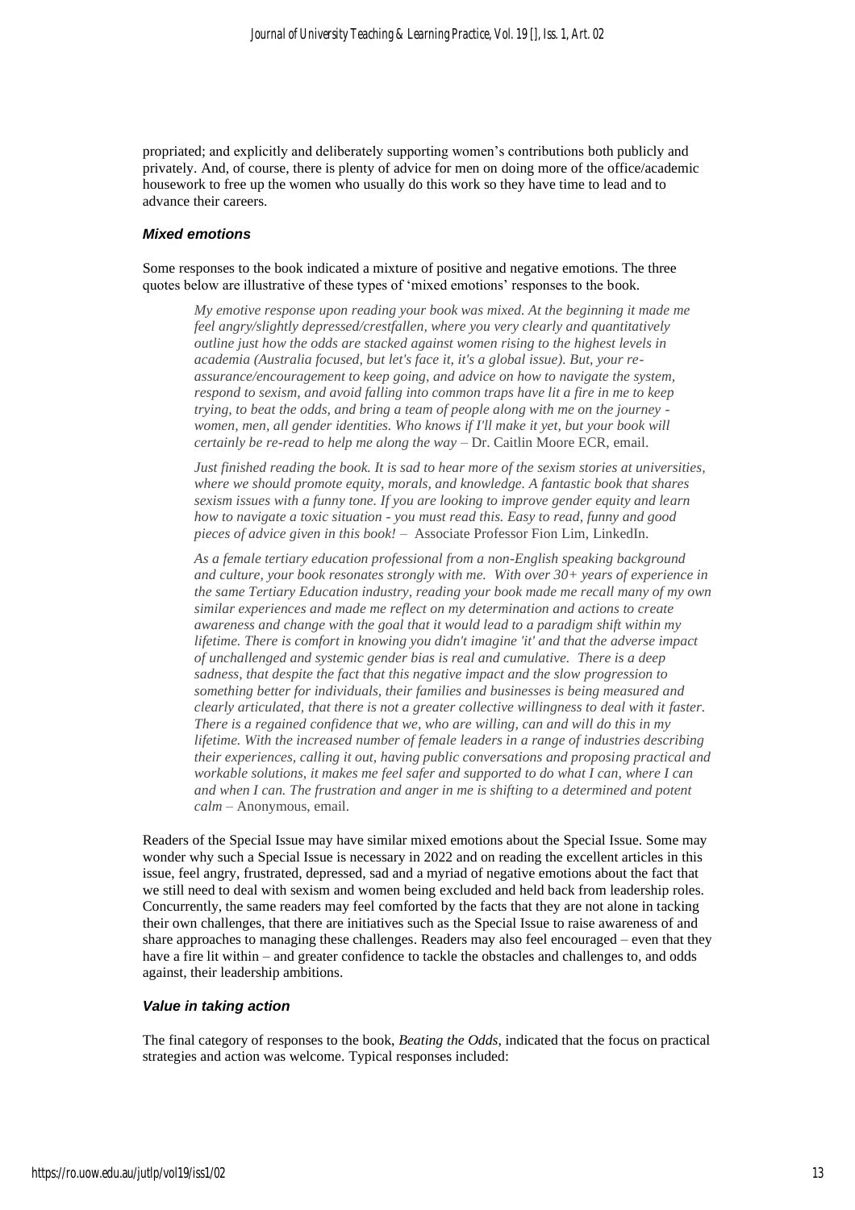propriated; and explicitly and deliberately supporting women's contributions both publicly and privately. And, of course, there is plenty of advice for men on doing more of the office/academic housework to free up the women who usually do this work so they have time to lead and to advance their careers.

### *Mixed emotions*

Some responses to the book indicated a mixture of positive and negative emotions. The three quotes below are illustrative of these types of 'mixed emotions' responses to the book.

> *My emotive response upon reading your book was mixed. At the beginning it made me feel angry/slightly depressed/crestfallen, where you very clearly and quantitatively outline just how the odds are stacked against women rising to the highest levels in academia (Australia focused, but let's face it, it's a global issue). But, your re-assurance/encouragement to keep going, and advice on how to navigate the system, respond to sexism, and avoid falling into common traps have lit a fire in me to keep trying, to beat the odds, and bring a team of people along with me on the journey - women, men, all gender identities. Who knows if I'll make it yet, but your book will certainly be re-read to help me along the way* – Dr. Caitlin Moore ECR, email.

> *Just finished reading the book. It is sad to hear more of the sexism stories at universities, where we should promote equity, morals, and knowledge. A fantastic book that shares sexism issues with a funny tone. If you are looking to improve gender equity and learn how to navigate a toxic situation - you must read this. Easy to read, funny and good pieces of advice given in this book!* – Associate Professor Fion Lim, LinkedIn.

> *As a female tertiary education professional from a non-English speaking background and culture, your book resonates strongly with me. With over 30+ years of experience in the same Tertiary Education industry, reading your book made me recall many of my own similar experiences and made me reflect on my determination and actions to create awareness and change with the goal that it would lead to a paradigm shift within my lifetime. There is comfort in knowing you didn't imagine 'it' and that the adverse impact of unchallenged and systemic gender bias is real and cumulative. There is a deep sadness, that despite the fact that this negative impact and the slow progression to something better for individuals, their families and businesses is being measured and clearly articulated, that there is not a greater collective willingness to deal with it faster. There is a regained confidence that we, who are willing, can and will do this in my lifetime. With the increased number of female leaders in a range of industries describing their experiences, calling it out, having public conversations and proposing practical and workable solutions, it makes me feel safer and supported to do what I can, where I can and when I can. The frustration and anger in me is shifting to a determined and potent calm* – Anonymous, email.

Readers of the Special Issue may have similar mixed emotions about the Special Issue. Some may wonder why such a Special Issue is necessary in 2022 and on reading the excellent articles in this issue, feel angry, frustrated, depressed, sad and a myriad of negative emotions about the fact that we still need to deal with sexism and women being excluded and held back from leadership roles. Concurrently, the same readers may feel comforted by the facts that they are not alone in tacking their own challenges, that there are initiatives such as the Special Issue to raise awareness of and share approaches to managing these challenges. Readers may also feel encouraged – even that they have a fire lit within – and greater confidence to tackle the obstacles and challenges to, and odds against, their leadership ambitions.

### *Value in taking action*

The final category of responses to the book, *Beating the Odds*, indicated that the focus on practical strategies and action was welcome. Typical responses included: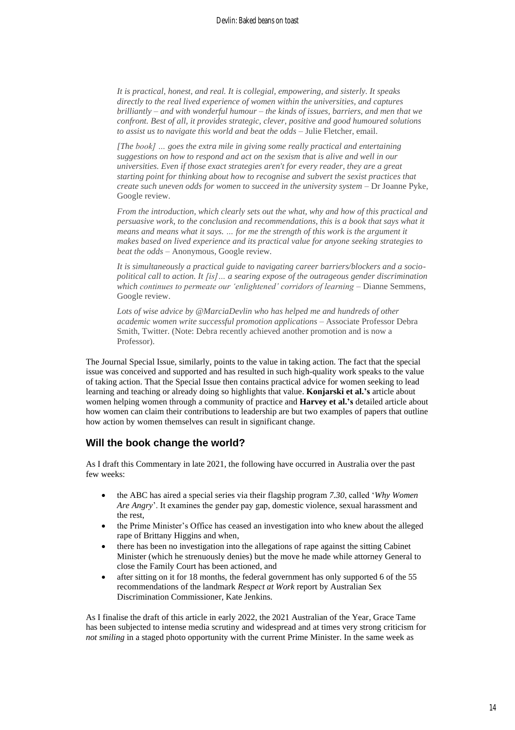*It is practical, honest, and real. It is collegial, empowering, and sisterly. It speaks directly to the real lived experience of women within the universities, and captures brilliantly – and with wonderful humour – the kinds of issues, barriers, and men that we confront. Best of all, it provides strategic, clever, positive and good humoured solutions to assist us to navigate this world and beat the odds* – Julie Fletcher, email.

> *[The book] … goes the extra mile in giving some really practical and entertaining suggestions on how to respond and act on the sexism that is alive and well in our universities. Even if those exact strategies aren't for every reader, they are a great starting point for thinking about how to recognise and subvert the sexist practices that create such uneven odds for women to succeed in the university system* – Dr Joanne Pyke, Google review.

> *From the introduction, which clearly sets out the what, why and how of this practical and persuasive work, to the conclusion and recommendations, this is a book that says what it means and means what it says. … for me the strength of this work is the argument it makes based on lived experience and its practical value for anyone seeking strategies to beat the odds* – Anonymous, Google review.

> *It is simultaneously a practical guide to navigating career barriers/blockers and a socio-political call to action. It [is]… a searing expose of the outrageous gender discrimination which continues to permeate our 'enlightened' corridors of learning* – Dianne Semmens, Google review.

> *Lots of wise advice by @MarciaDevlin who has helped me and hundreds of other academic women write successful promotion applications* – Associate Professor Debra Smith, Twitter. (Note: Debra recently achieved another promotion and is now a Professor).

The Journal Special Issue, similarly, points to the value in taking action. The fact that the special issue was conceived and supported and has resulted in such high-quality work speaks to the value of taking action. That the Special Issue then contains practical advice for women seeking to lead learning and teaching or already doing so highlights that value. **Konjarski et al.'s** article about women helping women through a community of practice and **Harvey et al.'s** detailed article about how women can claim their contributions to leadership are but two examples of papers that outline how action by women themselves can result in significant change.

## Will the book change the world?

As I draft this Commentary in late 2021, the following have occurred in Australia over the past few weeks:

- the ABC has aired a special series via their flagship program *7.30*, called '*Why Women Are Angry*'. It examines the gender pay gap, domestic violence, sexual harassment and the rest,
- the Prime Minister's Office has ceased an investigation into who knew about the alleged rape of Brittany Higgins and when,
- there has been no investigation into the allegations of rape against the sitting Cabinet Minister (which he strenuously denies) but the move he made while attorney General to close the Family Court has been actioned, and
- after sitting on it for 18 months, the federal government has only supported 6 of the 55 recommendations of the landmark *Respect at Work* report by Australian Sex Discrimination Commissioner, Kate Jenkins.

As I finalise the draft of this article in early 2022, the 2021 Australian of the Year, Grace Tame has been subjected to intense media scrutiny and widespread and at times very strong criticism for *not smiling* in a staged photo opportunity with the current Prime Minister. In the same week as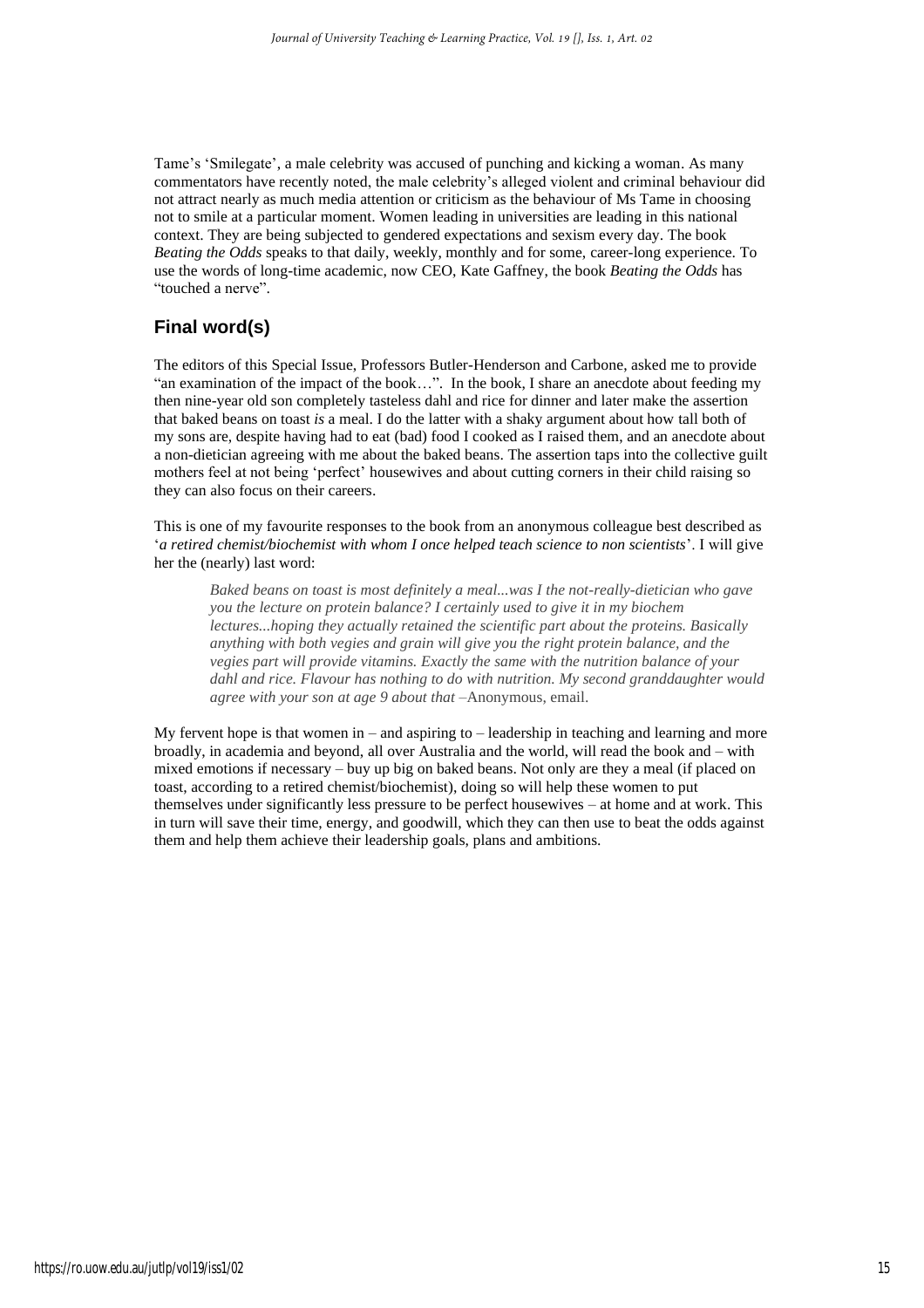Tame's 'Smilegate', a male celebrity was accused of punching and kicking a woman. As many commentators have recently noted, the male celebrity's alleged violent and criminal behaviour did not attract nearly as much media attention or criticism as the behaviour of Ms Tame in choosing not to smile at a particular moment. Women leading in universities are leading in this national context. They are being subjected to gendered expectations and sexism every day. The book *Beating the Odds* speaks to that daily, weekly, monthly and for some, career-long experience. To use the words of long-time academic, now CEO, Kate Gaffney, the book *Beating the Odds* has "touched a nerve".

## Final word(s)

The editors of this Special Issue, Professors Butler-Henderson and Carbone, asked me to provide "an examination of the impact of the book…". In the book, I share an anecdote about feeding my then nine-year old son completely tasteless dahl and rice for dinner and later make the assertion that baked beans on toast *is* a meal. I do the latter with a shaky argument about how tall both of my sons are, despite having had to eat (bad) food I cooked as I raised them, and an anecdote about a non-dietician agreeing with me about the baked beans. The assertion taps into the collective guilt mothers feel at not being 'perfect' housewives and about cutting corners in their child raising so they can also focus on their careers.

This is one of my favourite responses to the book from an anonymous colleague best described as '*a retired chemist/biochemist with whom I once helped teach science to non scientists*'. I will give her the (nearly) last word:

> *Baked beans on toast is most definitely a meal...was I the not-really-dietician who gave you the lecture on protein balance? I certainly used to give it in my biochem lectures...hoping they actually retained the scientific part about the proteins. Basically anything with both vegies and grain will give you the right protein balance, and the vegies part will provide vitamins. Exactly the same with the nutrition balance of your dahl and rice. Flavour has nothing to do with nutrition. My second granddaughter would agree with your son at age 9 about that* –Anonymous, email.

My fervent hope is that women in – and aspiring to – leadership in teaching and learning and more broadly, in academia and beyond, all over Australia and the world, will read the book and – with mixed emotions if necessary – buy up big on baked beans. Not only are they a meal (if placed on toast, according to a retired chemist/biochemist), doing so will help these women to put themselves under significantly less pressure to be perfect housewives – at home and at work. This in turn will save their time, energy, and goodwill, which they can then use to beat the odds against them and help them achieve their leadership goals, plans and ambitions.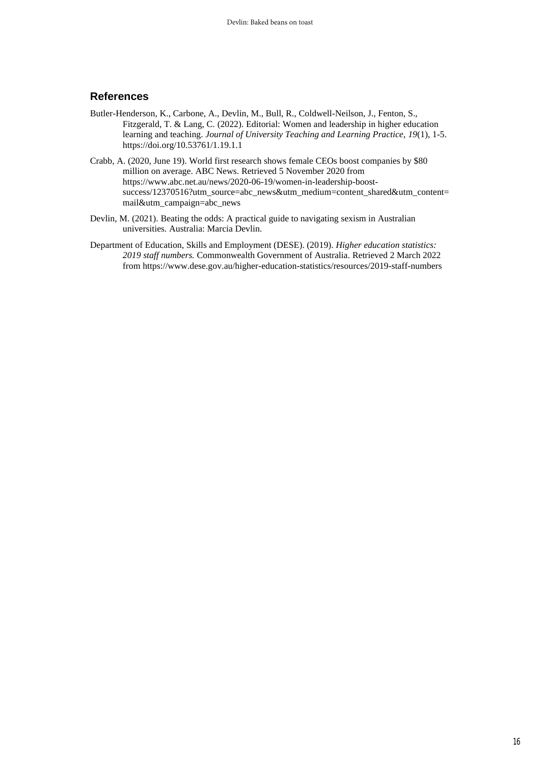## References

Butler-Henderson, K., Carbone, A., Devlin, M., Bull, R., Coldwell-Neilson, J., Fenton, S., Fitzgerald, T. & Lang, C. (2022). Editorial: Women and leadership in higher education learning and teaching. *Journal of University Teaching and Learning Practice, 19*(1), 1-5. https://doi.org/10.53761/1.19.1.1

Crabb, A. (2020, June 19). World first research shows female CEOs boost companies by $80 million on average. ABC News. Retrieved 5 November 2020 from https://www.abc.net.au/news/2020-06-19/women-in-leadership-boost-success/12370516?utm_source=abc_news&utm_medium=content_shared&utm_content=mail&utm_campaign=abc_news

Devlin, M. (2021). Beating the odds: A practical guide to navigating sexism in Australian universities. Australia: Marcia Devlin.

Department of Education, Skills and Employment (DESE). (2019). *Higher education statistics: 2019 staff numbers.* Commonwealth Government of Australia. Retrieved 2 March 2022 from https://www.dese.gov.au/higher-education-statistics/resources/2019-staff-numbers